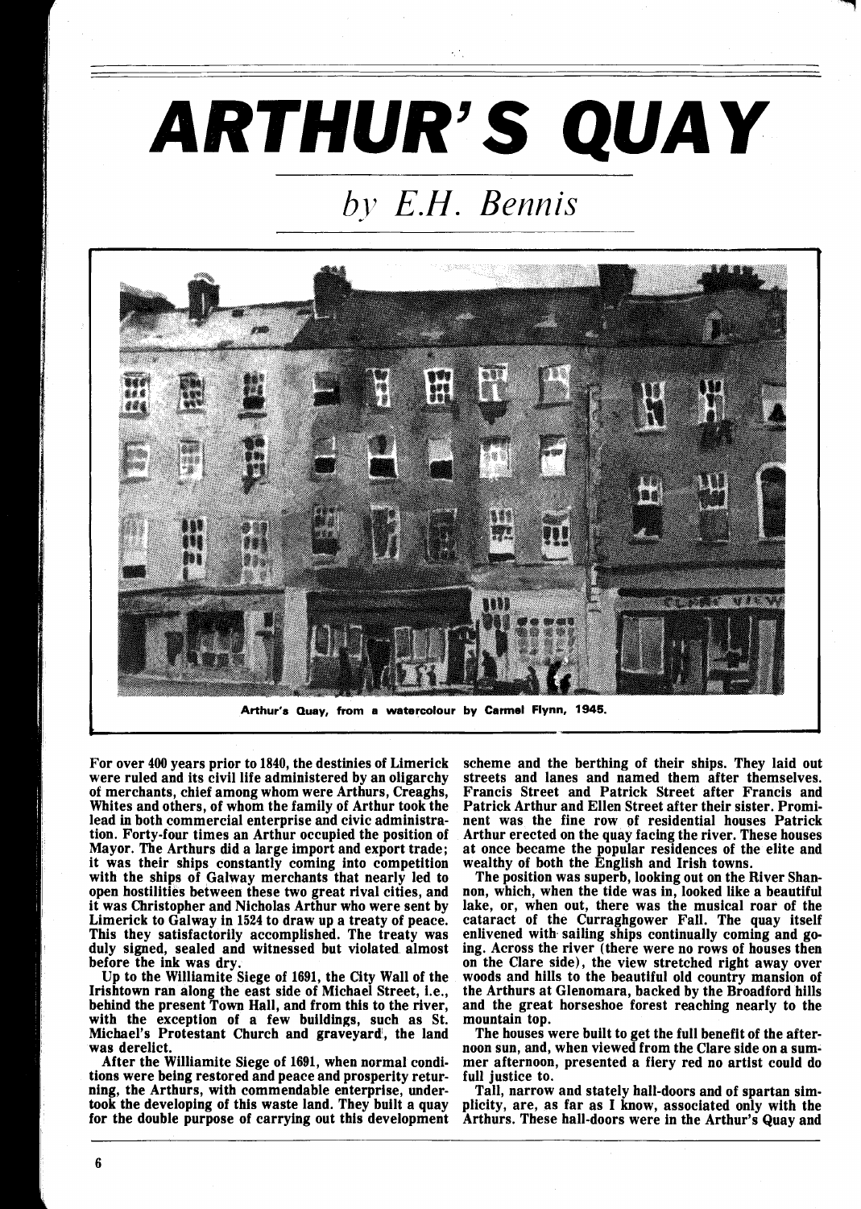# ARTHUR'S QUAY

## *by E.H. Bennis*

Arthur's Quay, from a watercolour by Carmel Flynn, 1945.

For over 400 years prior to 1840, the destinies of Limerick were ruled and its civil life administered by an oligarchy of merchants, chief among whom were Arthurs, Creaghs, Whites and others, of whom the family of Arthur took the lead in both commercial enterprise and civic administration. Forty-four times an Arthur occupied the position of Mayor. The Arthurs did a large import and export trade; it was their ships constantly coming into competition with the ships of Galway merchants that nearly led to open hostilities between these two great rival cities, and it was Christopher and Nicholas Arthur who were sent by Limerick to Galway in 1524 to draw up a treaty of peace. This they satisfactorily accomplished. The treaty was duly signed, sealed and witnessed but violated almost before the ink was dry.

Up to the Williamite Siege of 1691, the City Wall of the Irishtown ran along the east side of Michael Street, i.e., behind the present Town Hall, and from this to the river, with the exception of a few buildings, such as St. Michael's Protestant Church and graveyard, the land was derelict.

After the Williamite Siege of 1691, when normal conditions were being restored and peace and prosperity returning, the Arthurs, with commendable enterprise, undertook the developing of this waste land. They built a quay for the double purpose of carrying out this development scheme and the berthing of their ships. They laid out streets and lanes and named them after themselves. Francis Street and Patrick Street after Francis and Patrick Arthur and Ellen Street after their sister. Prominent was the fine row of residential houses Patrick Arthur erected on the quay facing the river. These houses at once became the popular residences of the elite and wealthy of both the English and Irish towns.

The position was superb, looking out on the River Shannon, which, when the tide was in, looked like a beautiful lake, or, when out, there was the musical roar of the cataract of the Curraghgower Fall. The quay itself enlivened with sailing ships continually coming and going. Across the river (there were no rows of houses then on the Clare side), the view stretched right away over woods and hills to the beautiful old country mansion of the Arthurs at Glenomara, backed by the Broadford hills and the great horseshoe forest reaching nearly to the mountain top.

The houses were built to get the full benefit of the afternoon sun, and, when viewed from the Clare side on a summer afternoon, presented a fiery red no artist could do full justice to.

Tall, narrow and stately hall-doors and of spartan simplicity, are, as far as I know, associated only with the Arthurs. These hall-doors were in the Arthur's Quay and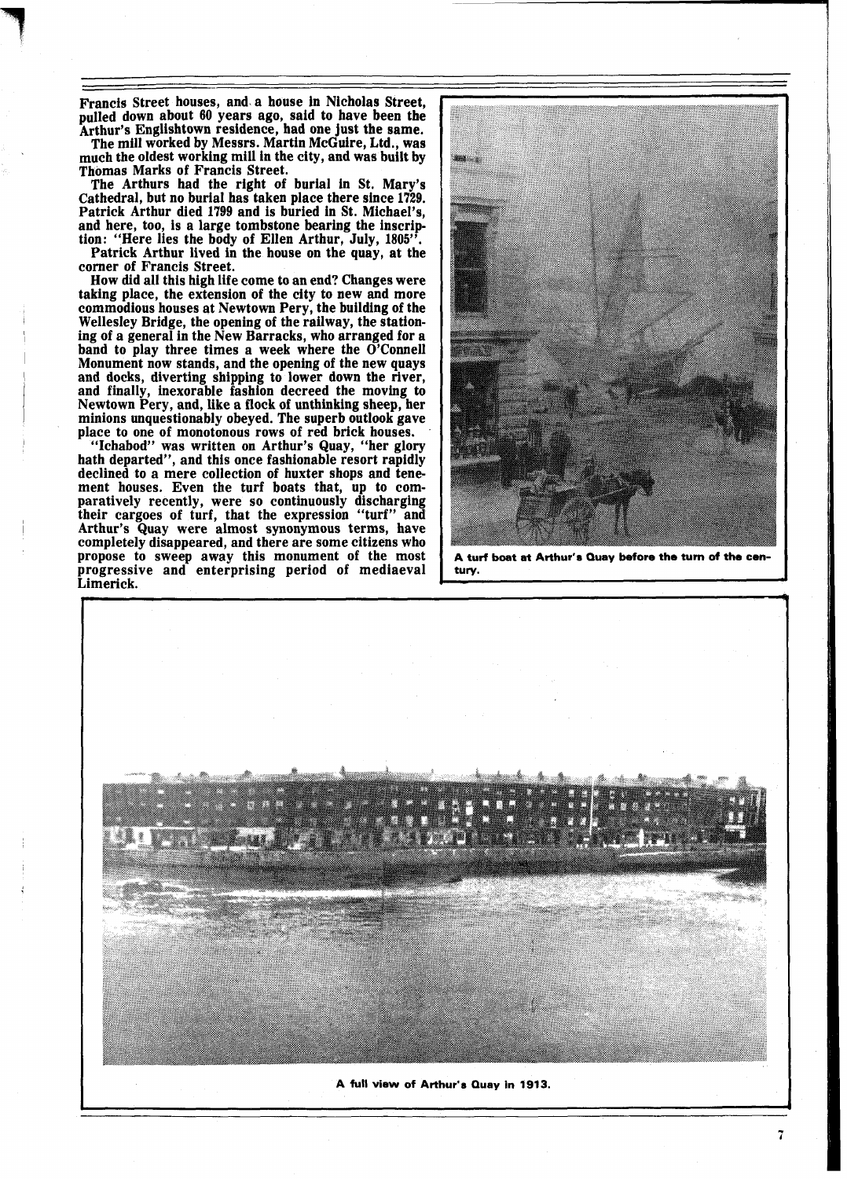Francis Street houses, and a house in Nicholas Street, pulled down about 60 years ago, said to have been the Arthur's Englishtown residence, had one just the same.

The mill worked by Messrs. Martin McGuire, Ltd., was much the oldest working mill in the city, and was built by Thomas Marks of Francis Street.

The Arthurs had the right of burial in St. Mary's Cathedral, but no burial has taken place there since 1729. Patrick Arthur died 1799 and is buried in St. Michael's, and here, too, is a large tombstone bearing the inscription: "Here lies the body of Ellen Arthur, July, 1805".

Patrick Arthur lived in the house on the quay, at the corner of Francis Street.

How did all this high life come to an end? Changes were taking place, the extension of the city to new and more commodious houses at Newtown Pery, the building of the Wellesley Bridge, the opening of the railway, the stationing of a general in the New Barracks, who arranged for a band to play three times a week where the O'Connell Monument now stands, and the opening of the new quays and docks, diverting shipping to lower down the river, and finally, inexorable fashion decreed the moving to Newtown Pery, and, like a flock of unthinking sheep, her minions unquestionably obeyed. The superb outlook gave place to one of monotonous rows of red brick houses.

"Ichabod" was written on Arthur's Quay, "her glory hath departed", and this once fashionable resort rapidly declined to a mere collection of huxter shops and tenement houses. Even the turf boats that, up to comparatively recently, were so continuously discharging their cargoes of turf, that the expression "turf" and Arthur's Quay were almost synonymous terms, have completely disappeared, and there are some citizens who propose to sweep away this monument of the most progressive and enterprising period of mediaeval Limerick.

A turf boat at Arthur's Quay before the turn of the century.

A full view of Arthur's Quay in 1913.